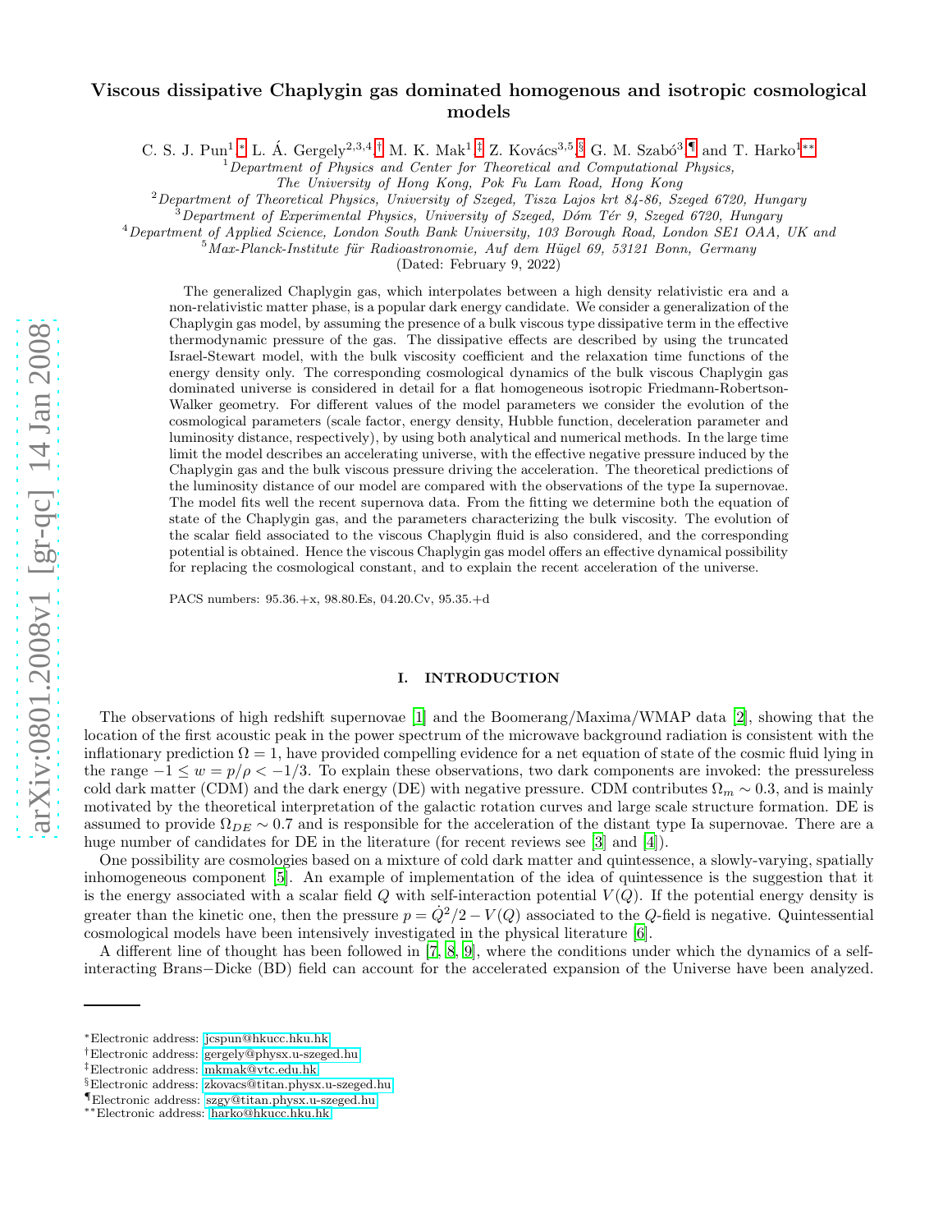# Viscous dissipative Chaplygin gas dominated homogenous and isotropic cosmological models

C. S. J. Pun[1,*], L. Á. Gergely[2,3,4,†], M. K. Mak[1,‡], Z. Kovács[3,5,§], G. M. Szabó[3,¶] and T. Harko[1,**]

[1] *Department of Physics and Center for Theoretical and Computational Physics, The University of Hong Kong, Pok Fu Lam Road, Hong Kong*

[2] *Department of Theoretical Physics, University of Szeged, Tisza Lajos krt 84-86, Szeged 6720, Hungary*

[3] *Department of Experimental Physics, University of Szeged, Dóm Tér 9, Szeged 6720, Hungary*

[4] *Department of Applied Science, London South Bank University, 103 Borough Road, London SE1 OAA, UK and*

[5] *Max-Planck-Institute für Radioastronomie, Auf dem Hügel 69, 53121 Bonn, Germany*

(Dated: February 9, 2022)

The generalized Chaplygin gas, which interpolates between a high density relativistic era and a non-relativistic matter phase, is a popular dark energy candidate. We consider a generalization of the Chaplygin gas model, by assuming the presence of a bulk viscous type dissipative term in the effective thermodynamic pressure of the gas. The dissipative effects are described by using the truncated Israel-Stewart model, with the bulk viscosity coefficient and the relaxation time functions of the energy density only. The corresponding cosmological dynamics of the bulk viscous Chaplygin gas dominated universe is considered in detail for a flat homogeneous isotropic Friedmann-Robertson-Walker geometry. For different values of the model parameters we consider the evolution of the cosmological parameters (scale factor, energy density, Hubble function, deceleration parameter and luminosity distance, respectively), by using both analytical and numerical methods. In the large time limit the model describes an accelerating universe, with the effective negative pressure induced by the Chaplygin gas and the bulk viscous pressure driving the acceleration. The theoretical predictions of the luminosity distance of our model are compared with the observations of the type Ia supernovae. The model fits well the recent supernova data. From the fitting we determine both the equation of state of the Chaplygin gas, and the parameters characterizing the bulk viscosity. The evolution of the scalar field associated to the viscous Chaplygin fluid is also considered, and the corresponding potential is obtained. Hence the viscous Chaplygin gas model offers an effective dynamical possibility for replacing the cosmological constant, and to explain the recent acceleration of the universe.

PACS numbers: 95.36.+x, 98.80.Es, 04.20.Cv, 95.35.+d

## I. INTRODUCTION

The observations of high redshift supernovae [1] and the Boomerang/Maxima/WMAP data [2], showing that the location of the first acoustic peak in the power spectrum of the microwave background radiation is consistent with the inflationary prediction $\Omega = 1$, have provided compelling evidence for a net equation of state of the cosmic fluid lying in the range $-1 \leq w = p/\rho < -1/3$. To explain these observations, two dark components are invoked: the pressureless cold dark matter (CDM) and the dark energy (DE) with negative pressure. CDM contributes $\Omega_m \sim 0.3$, and is mainly motivated by the theoretical interpretation of the galactic rotation curves and large scale structure formation. DE is assumed to provide $\Omega_{DE} \sim 0.7$ and is responsible for the acceleration of the distant type Ia supernovae. There are a huge number of candidates for DE in the literature (for recent reviews see [3] and [4]).

One possibility are cosmologies based on a mixture of cold dark matter and quintessence, a slowly-varying, spatially inhomogeneous component [5]. An example of implementation of the idea of quintessence is the suggestion that it is the energy associated with a scalar field $Q$ with self-interaction potential $V(Q)$. If the potential energy density is greater than the kinetic one, then the pressure $p = \dot{Q}^2/2 - V(Q)$ associated to the $Q$-field is negative. Quintessential cosmological models have been intensively investigated in the physical literature [6].

A different line of thought has been followed in [7, 8, 9], where the conditions under which the dynamics of a self-interacting Brans−Dicke (BD) field can account for the accelerated expansion of the Universe have been analyzed.

---

*Electronic address: jcspun@hkucc.hku.hk

†Electronic address: gergely@physx.u-szeged.hu

‡Electronic address: mkmak@vtc.edu.hk

§Electronic address: zkovacs@titan.physx.u-szeged.hu

¶Electronic address: szgy@titan.physx.u-szeged.hu

**Electronic address: harko@hkucc.hku.hk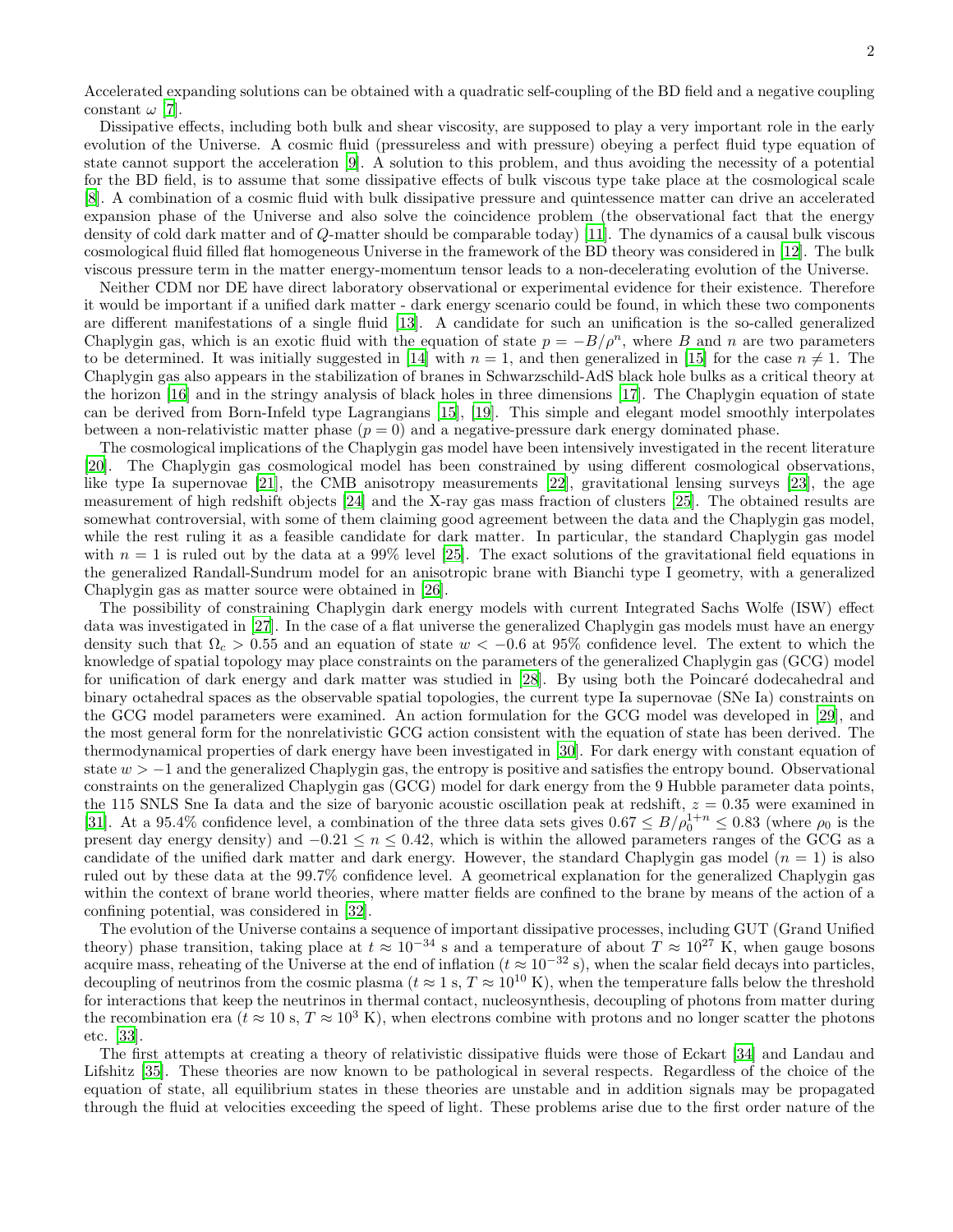Accelerated expanding solutions can be obtained with a quadratic self-coupling of the BD field and a negative coupling constant $\omega$ [7].

Dissipative effects, including both bulk and shear viscosity, are supposed to play a very important role in the early evolution of the Universe. A cosmic fluid (pressureless and with pressure) obeying a perfect fluid type equation of state cannot support the acceleration [9]. A solution to this problem, and thus avoiding the necessity of a potential for the BD field, is to assume that some dissipative effects of bulk viscous type take place at the cosmological scale [8]. A combination of a cosmic fluid with bulk dissipative pressure and quintessence matter can drive an accelerated expansion phase of the Universe and also solve the coincidence problem (the observational fact that the energy density of cold dark matter and of $Q$-matter should be comparable today) [11]. The dynamics of a causal bulk viscous cosmological fluid filled flat homogeneous Universe in the framework of the BD theory was considered in [12]. The bulk viscous pressure term in the matter energy-momentum tensor leads to a non-decelerating evolution of the Universe.

Neither CDM nor DE have direct laboratory observational or experimental evidence for their existence. Therefore it would be important if a unified dark matter - dark energy scenario could be found, in which these two components are different manifestations of a single fluid [13]. A candidate for such an unification is the so-called generalized Chaplygin gas, which is an exotic fluid with the equation of state $p = -B/\rho^n$, where $B$ and $n$ are two parameters to be determined. It was initially suggested in [14] with $n = 1$, and then generalized in [15] for the case $n \neq 1$. The Chaplygin gas also appears in the stabilization of branes in Schwarzschild-AdS black hole bulks as a critical theory at the horizon [16] and in the stringy analysis of black holes in three dimensions [17]. The Chaplygin equation of state can be derived from Born-Infeld type Lagrangians [15], [19]. This simple and elegant model smoothly interpolates between a non-relativistic matter phase ($p = 0$) and a negative-pressure dark energy dominated phase.

The cosmological implications of the Chaplygin gas model have been intensively investigated in the recent literature [20]. The Chaplygin gas cosmological model has been constrained by using different cosmological observations, like type Ia supernovae [21], the CMB anisotropy measurements [22], gravitational lensing surveys [23], the age measurement of high redshift objects [24] and the X-ray gas mass fraction of clusters [25]. The obtained results are somewhat controversial, with some of them claiming good agreement between the data and the Chaplygin gas model, while the rest ruling it as a feasible candidate for dark matter. In particular, the standard Chaplygin gas model with $n = 1$ is ruled out by the data at a 99% level [25]. The exact solutions of the gravitational field equations in the generalized Randall-Sundrum model for an anisotropic brane with Bianchi type I geometry, with a generalized Chaplygin gas as matter source were obtained in [26].

The possibility of constraining Chaplygin dark energy models with current Integrated Sachs Wolfe (ISW) effect data was investigated in [27]. In the case of a flat universe the generalized Chaplygin gas models must have an energy density such that $\Omega_c > 0.55$ and an equation of state $w < -0.6$ at 95% confidence level. The extent to which the knowledge of spatial topology may place constraints on the parameters of the generalized Chaplygin gas (GCG) model for unification of dark energy and dark matter was studied in [28]. By using both the Poincaré dodecahedral and binary octahedral spaces as the observable spatial topologies, the current type Ia supernovae (SNe Ia) constraints on the GCG model parameters were examined. An action formulation for the GCG model was developed in [29], and the most general form for the nonrelativistic GCG action consistent with the equation of state has been derived. The thermodynamical properties of dark energy have been investigated in [30]. For dark energy with constant equation of state $w > -1$ and the generalized Chaplygin gas, the entropy is positive and satisfies the entropy bound. Observational constraints on the generalized Chaplygin gas (GCG) model for dark energy from the 9 Hubble parameter data points, the 115 SNLS Sne Ia data and the size of baryonic acoustic oscillation peak at redshift, $z = 0.35$ were examined in [31]. At a 95.4% confidence level, a combination of the three data sets gives $0.67 \leq B/\rho_0^{1+n} \leq 0.83$ (where $\rho_0$ is the present day energy density) and $-0.21 \leq n \leq 0.42$, which is within the allowed parameters ranges of the GCG as a candidate of the unified dark matter and dark energy. However, the standard Chaplygin gas model ($n = 1$) is also ruled out by these data at the 99.7% confidence level. A geometrical explanation for the generalized Chaplygin gas within the context of brane world theories, where matter fields are confined to the brane by means of the action of a confining potential, was considered in [32].

The evolution of the Universe contains a sequence of important dissipative processes, including GUT (Grand Unified theory) phase transition, taking place at $t \approx 10^{-34}$ s and a temperature of about $T \approx 10^{27}$ K, when gauge bosons acquire mass, reheating of the Universe at the end of inflation ($t \approx 10^{-32}$ s), when the scalar field decays into particles, decoupling of neutrinos from the cosmic plasma ($t \approx 1$ s, $T \approx 10^{10}$ K), when the temperature falls below the threshold for interactions that keep the neutrinos in thermal contact, nucleosynthesis, decoupling of photons from matter during the recombination era ($t \approx 10$ s, $T \approx 10^3$ K), when electrons combine with protons and no longer scatter the photons etc. [33].

The first attempts at creating a theory of relativistic dissipative fluids were those of Eckart [34] and Landau and Lifshitz [35]. These theories are now known to be pathological in several respects. Regardless of the choice of the equation of state, all equilibrium states in these theories are unstable and in addition signals may be propagated through the fluid at velocities exceeding the speed of light. These problems arise due to the first order nature of the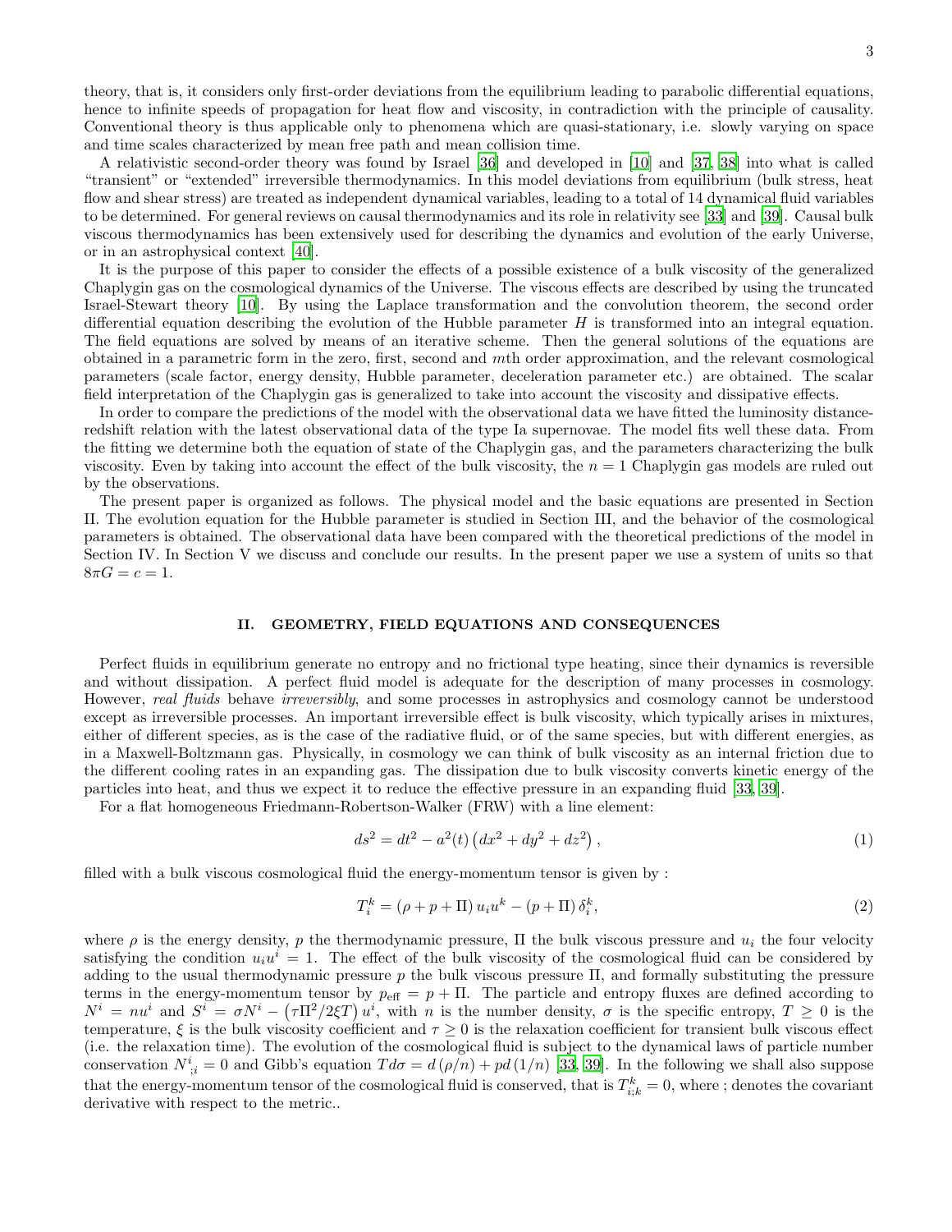theory, that is, it considers only first-order deviations from the equilibrium leading to parabolic differential equations, hence to infinite speeds of propagation for heat flow and viscosity, in contradiction with the principle of causality. Conventional theory is thus applicable only to phenomena which are quasi-stationary, i.e. slowly varying on space and time scales characterized by mean free path and mean collision time.

A relativistic second-order theory was found by Israel [36] and developed in [10] and [37, 38] into what is called "transient" or "extended" irreversible thermodynamics. In this model deviations from equilibrium (bulk stress, heat flow and shear stress) are treated as independent dynamical variables, leading to a total of 14 dynamical fluid variables to be determined. For general reviews on causal thermodynamics and its role in relativity see [33] and [39]. Causal bulk viscous thermodynamics has been extensively used for describing the dynamics and evolution of the early Universe, or in an astrophysical context [40].

It is the purpose of this paper to consider the effects of a possible existence of a bulk viscosity of the generalized Chaplygin gas on the cosmological dynamics of the Universe. The viscous effects are described by using the truncated Israel-Stewart theory [10]. By using the Laplace transformation and the convolution theorem, the second order differential equation describing the evolution of the Hubble parameter $H$ is transformed into an integral equation. The field equations are solved by means of an iterative scheme. Then the general solutions of the equations are obtained in a parametric form in the zero, first, second and $m$th order approximation, and the relevant cosmological parameters (scale factor, energy density, Hubble parameter, deceleration parameter etc.) are obtained. The scalar field interpretation of the Chaplygin gas is generalized to take into account the viscosity and dissipative effects.

In order to compare the predictions of the model with the observational data we have fitted the luminosity distance-redshift relation with the latest observational data of the type Ia supernovae. The model fits well these data. From the fitting we determine both the equation of state of the Chaplygin gas, and the parameters characterizing the bulk viscosity. Even by taking into account the effect of the bulk viscosity, the $n = 1$ Chaplygin gas models are ruled out by the observations.

The present paper is organized as follows. The physical model and the basic equations are presented in Section II. The evolution equation for the Hubble parameter is studied in Section III, and the behavior of the cosmological parameters is obtained. The observational data have been compared with the theoretical predictions of the model in Section IV. In Section V we discuss and conclude our results. In the present paper we use a system of units so that $8\pi G = c = 1$.

## II. GEOMETRY, FIELD EQUATIONS AND CONSEQUENCES

Perfect fluids in equilibrium generate no entropy and no frictional type heating, since their dynamics is reversible and without dissipation. A perfect fluid model is adequate for the description of many processes in cosmology. However, *real fluids* behave *irreversibly*, and some processes in astrophysics and cosmology cannot be understood except as irreversible processes. An important irreversible effect is bulk viscosity, which typically arises in mixtures, either of different species, as is the case of the radiative fluid, or of the same species, but with different energies, as in a Maxwell-Boltzmann gas. Physically, in cosmology we can think of bulk viscosity as an internal friction due to the different cooling rates in an expanding gas. The dissipation due to bulk viscosity converts kinetic energy of the particles into heat, and thus we expect it to reduce the effective pressure in an expanding fluid [33, 39].

For a flat homogeneous Friedmann-Robertson-Walker (FRW) with a line element:

$$ds^2 = dt^2 - a^2(t)\left(dx^2 + dy^2 + dz^2\right), \tag{1}$$

filled with a bulk viscous cosmological fluid the energy-momentum tensor is given by :

$$T_i^k = (\rho + p + \Pi)\, u_i u^k - (p + \Pi)\,\delta_i^k, \tag{2}$$

where $\rho$ is the energy density, $p$ the thermodynamic pressure, $\Pi$ the bulk viscous pressure and $u_i$ the four velocity satisfying the condition $u_i u^i = 1$. The effect of the bulk viscosity of the cosmological fluid can be considered by adding to the usual thermodynamic pressure $p$ the bulk viscous pressure $\Pi$, and formally substituting the pressure terms in the energy-momentum tensor by $p_{\text{eff}} = p + \Pi$. The particle and entropy fluxes are defined according to $N^i = nu^i$ and $S^i = \sigma N^i - \left(\tau\Pi^2/2\xi T\right)u^i$, with $n$ is the number density, $\sigma$ is the specific entropy, $T \geq 0$ is the temperature, $\xi$ is the bulk viscosity coefficient and $\tau \geq 0$ is the relaxation coefficient for transient bulk viscous effect (i.e. the relaxation time). The evolution of the cosmological fluid is subject to the dynamical laws of particle number conservation $N^i_{;i} = 0$ and Gibb's equation $Td\sigma = d(\rho/n) + pd(1/n)$ [33, 39]. In the following we shall also suppose that the energy-momentum tensor of the cosmological fluid is conserved, that is $T^k_{i;k} = 0$, where ; denotes the covariant derivative with respect to the metric..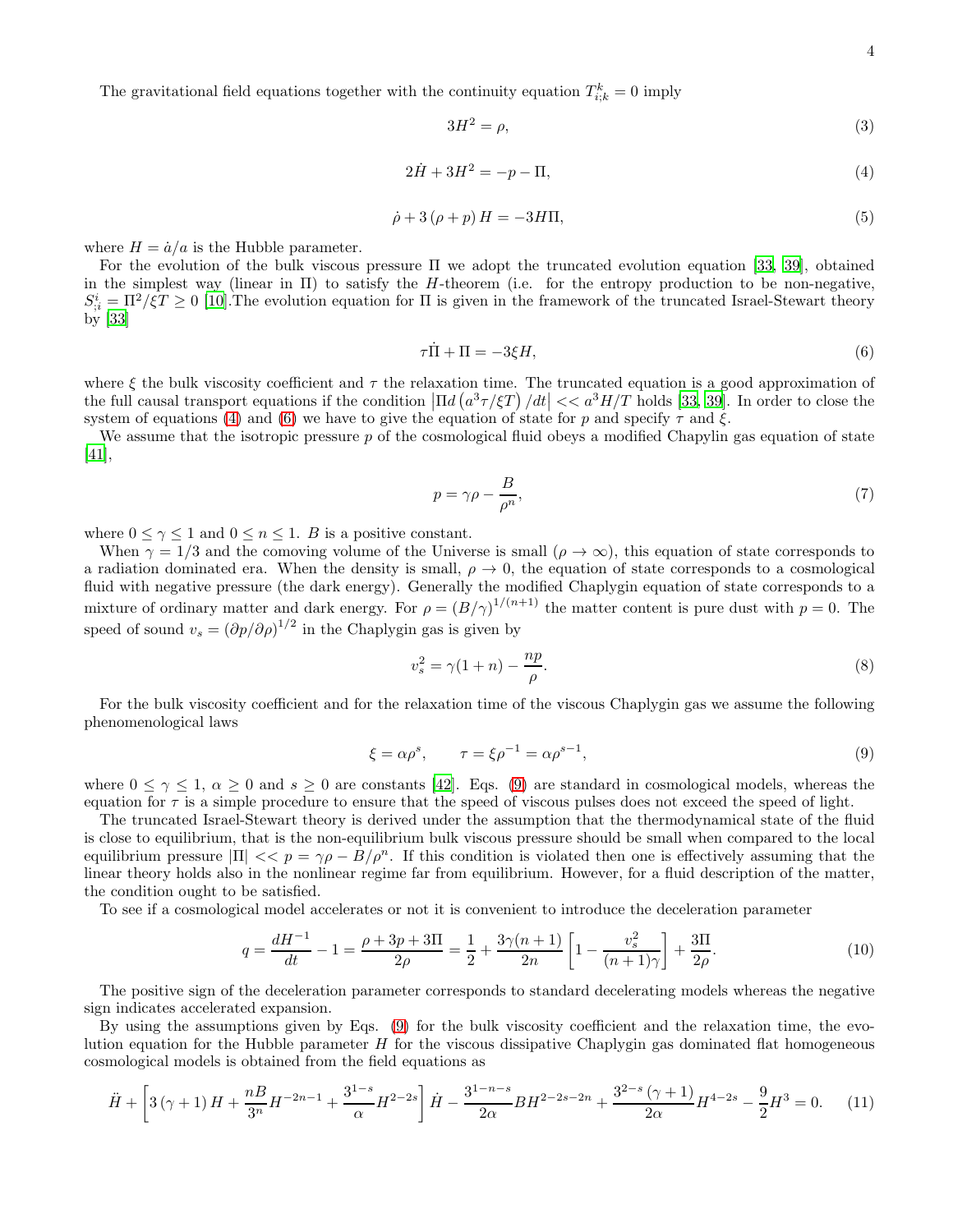The gravitational field equations together with the continuity equation $T^k_{i;k} = 0$ imply

$$3H^2 = \rho, \tag{3}$$

$$2\dot{H} + 3H^2 = -p - \Pi, \tag{4}$$

$$\dot{\rho} + 3(\rho + p) H = -3H\Pi, \tag{5}$$

where $H = \dot{a}/a$ is the Hubble parameter.

For the evolution of the bulk viscous pressure $\Pi$ we adopt the truncated evolution equation [33, 39], obtained in the simplest way (linear in $\Pi$) to satisfy the $H$-theorem (i.e. for the entropy production to be non-negative, $S^i_{;i} = \Pi^2/\xi T \geq 0$ [10].The evolution equation for $\Pi$ is given in the framework of the truncated Israel-Stewart theory by [33]

$$\tau\dot{\Pi} + \Pi = -3\xi H, \tag{6}$$

where $\xi$ the bulk viscosity coefficient and $\tau$ the relaxation time. The truncated equation is a good approximation of the full causal transport equations if the condition $\left|\Pi d\left(a^3\tau/\xi T\right)/dt\right| << a^3 H/T$ holds [33, 39]. In order to close the system of equations (4) and (6) we have to give the equation of state for $p$ and specify $\tau$ and $\xi$.

We assume that the isotropic pressure $p$ of the cosmological fluid obeys a modified Chapylin gas equation of state [41],

$$p = \gamma\rho - \frac{B}{\rho^n}, \tag{7}$$

where $0 \leq \gamma \leq 1$ and $0 \leq n \leq 1$. $B$ is a positive constant.

When $\gamma = 1/3$ and the comoving volume of the Universe is small ($\rho \to \infty$), this equation of state corresponds to a radiation dominated era. When the density is small, $\rho \to 0$, the equation of state corresponds to a cosmological fluid with negative pressure (the dark energy). Generally the modified Chaplygin equation of state corresponds to a mixture of ordinary matter and dark energy. For $\rho = (B/\gamma)^{1/(n+1)}$ the matter content is pure dust with $p = 0$. The speed of sound $v_s = (\partial p/\partial\rho)^{1/2}$ in the Chaplygin gas is given by

$$v_s^2 = \gamma(1+n) - \frac{np}{\rho}. \tag{8}$$

For the bulk viscosity coefficient and for the relaxation time of the viscous Chaplygin gas we assume the following phenomenological laws

$$\xi = \alpha\rho^s, \qquad \tau = \xi\rho^{-1} = \alpha\rho^{s-1}, \tag{9}$$

where $0 \leq \gamma \leq 1$, $\alpha \geq 0$ and $s \geq 0$ are constants [42]. Eqs. (9) are standard in cosmological models, whereas the equation for $\tau$ is a simple procedure to ensure that the speed of viscous pulses does not exceed the speed of light.

The truncated Israel-Stewart theory is derived under the assumption that the thermodynamical state of the fluid is close to equilibrium, that is the non-equilibrium bulk viscous pressure should be small when compared to the local equilibrium pressure $|\Pi| << p = \gamma\rho - B/\rho^n$. If this condition is violated then one is effectively assuming that the linear theory holds also in the nonlinear regime far from equilibrium. However, for a fluid description of the matter, the condition ought to be satisfied.

To see if a cosmological model accelerates or not it is convenient to introduce the deceleration parameter

$$q = \frac{dH^{-1}}{dt} - 1 = \frac{\rho + 3p + 3\Pi}{2\rho} = \frac{1}{2} + \frac{3\gamma(n+1)}{2n}\left[1 - \frac{v_s^2}{(n+1)\gamma}\right] + \frac{3\Pi}{2\rho}. \tag{10}$$

The positive sign of the deceleration parameter corresponds to standard decelerating models whereas the negative sign indicates accelerated expansion.

By using the assumptions given by Eqs. (9) for the bulk viscosity coefficient and the relaxation time, the evolution equation for the Hubble parameter $H$ for the viscous dissipative Chaplygin gas dominated flat homogeneous cosmological models is obtained from the field equations as

$$\ddot{H} + \left[3(\gamma+1)H + \frac{nB}{3^n}H^{-2n-1} + \frac{3^{1-s}}{\alpha}H^{2-2s}\right]\dot{H} - \frac{3^{1-n-s}}{2\alpha}BH^{2-2s-2n} + \frac{3^{2-s}(\gamma+1)}{2\alpha}H^{4-2s} - \frac{9}{2}H^3 = 0. \tag{11}$$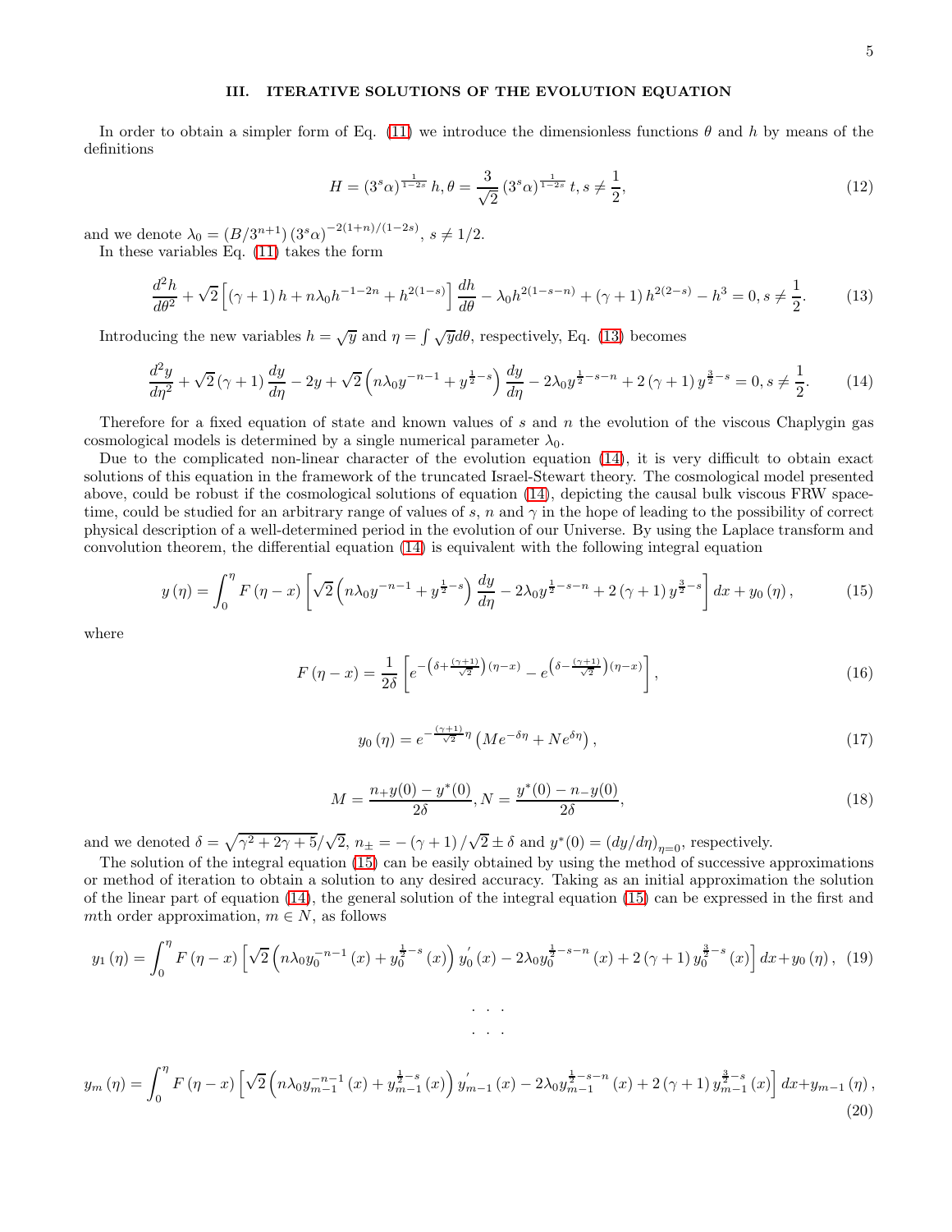## III. ITERATIVE SOLUTIONS OF THE EVOLUTION EQUATION

In order to obtain a simpler form of Eq. (11) we introduce the dimensionless functions $\theta$ and $h$ by means of the definitions

$$H = (3^s\alpha)^{\frac{1}{1-2s}}\, h, \theta = \frac{3}{\sqrt{2}}\,(3^s\alpha)^{\frac{1}{1-2s}}\, t, s \neq \frac{1}{2}, \tag{12}$$

and we denote $\lambda_0 = \left(B/3^{n+1}\right)(3^s\alpha)^{-2(1+n)/(1-2s)}$, $s \neq 1/2$.

In these variables Eq. (11) takes the form

$$\frac{d^2h}{d\theta^2} + \sqrt{2}\left[(\gamma+1)\,h + n\lambda_0 h^{-1-2n} + h^{2(1-s)}\right]\frac{dh}{d\theta} - \lambda_0 h^{2(1-s-n)} + (\gamma+1)\,h^{2(2-s)} - h^3 = 0, s \neq \frac{1}{2}. \tag{13}$$

Introducing the new variables $h = \sqrt{y}$ and $\eta = \int \sqrt{y} d\theta$, respectively, Eq. (13) becomes

$$\frac{d^2y}{d\eta^2} + \sqrt{2}\,(\gamma+1)\,\frac{dy}{d\eta} - 2y + \sqrt{2}\left(n\lambda_0 y^{-n-1} + y^{\frac{1}{2}-s}\right)\frac{dy}{d\eta} - 2\lambda_0 y^{\frac{1}{2}-s-n} + 2\,(\gamma+1)\,y^{\frac{3}{2}-s} = 0, s \neq \frac{1}{2}. \tag{14}$$

Therefore for a fixed equation of state and known values of $s$ and $n$ the evolution of the viscous Chaplygin gas cosmological models is determined by a single numerical parameter $\lambda_0$.

Due to the complicated non-linear character of the evolution equation (14), it is very difficult to obtain exact solutions of this equation in the framework of the truncated Israel-Stewart theory. The cosmological model presented above, could be robust if the cosmological solutions of equation (14), depicting the causal bulk viscous FRW space-time, could be studied for an arbitrary range of values of $s$, $n$ and $\gamma$ in the hope of leading to the possibility of correct physical description of a well-determined period in the evolution of our Universe. By using the Laplace transform and convolution theorem, the differential equation (14) is equivalent with the following integral equation

$$y\left(\eta\right) = \int_0^\eta F\left(\eta - x\right)\left[\sqrt{2}\left(n\lambda_0 y^{-n-1} + y^{\frac{1}{2}-s}\right)\frac{dy}{d\eta} - 2\lambda_0 y^{\frac{1}{2}-s-n} + 2\,(\gamma+1)\,y^{\frac{3}{2}-s}\right]dx + y_0\left(\eta\right), \tag{15}$$

where

$$F\left(\eta - x\right) = \frac{1}{2\delta}\left[e^{-\left(\delta + \frac{(\gamma+1)}{\sqrt{2}}\right)(\eta - x)} - e^{\left(\delta - \frac{(\gamma+1)}{\sqrt{2}}\right)(\eta - x)}\right], \tag{16}$$

$$y_0\left(\eta\right) = e^{-\frac{(\gamma+1)}{\sqrt{2}}\eta}\left(Me^{-\delta\eta} + Ne^{\delta\eta}\right), \tag{17}$$

$$M = \frac{n_+ y(0) - y^*(0)}{2\delta}, N = \frac{y^*(0) - n_- y(0)}{2\delta}, \tag{18}$$

and we denoted $\delta = \sqrt{\gamma^2 + 2\gamma + 5}/\sqrt{2}$, $n_\pm = -\left(\gamma+1\right)/\sqrt{2} \pm \delta$ and $y^*(0) = \left(dy/d\eta\right)_{\eta=0}$, respectively.

The solution of the integral equation (15) can be easily obtained by using the method of successive approximations or method of iteration to obtain a solution to any desired accuracy. Taking as an initial approximation the solution of the linear part of equation (14), the general solution of the integral equation (15) can be expressed in the first and $m$th order approximation, $m \in N$, as follows

$$y_1\left(\eta\right) = \int_0^\eta F\left(\eta - x\right)\left[\sqrt{2}\left(n\lambda_0 y_0^{-n-1}\left(x\right) + y_0^{\frac{1}{2}-s}\left(x\right)\right)y_0^{'}\left(x\right) - 2\lambda_0 y_0^{\frac{1}{2}-s-n}\left(x\right) + 2\,(\gamma+1)\,y_0^{\frac{3}{2}-s}\left(x\right)\right]dx + y_0\left(\eta\right), \tag{19}$$

$$\cdots$$

$$\cdots$$

$$y_m\left(\eta\right) = \int_0^\eta F\left(\eta - x\right)\left[\sqrt{2}\left(n\lambda_0 y_{m-1}^{-n-1}\left(x\right) + y_{m-1}^{\frac{1}{2}-s}\left(x\right)\right)y_{m-1}^{'}\left(x\right) - 2\lambda_0 y_{m-1}^{\frac{1}{2}-s-n}\left(x\right) + 2\,(\gamma+1)\,y_{m-1}^{\frac{3}{2}-s}\left(x\right)\right]dx + y_{m-1}\left(\eta\right), \tag{20}$$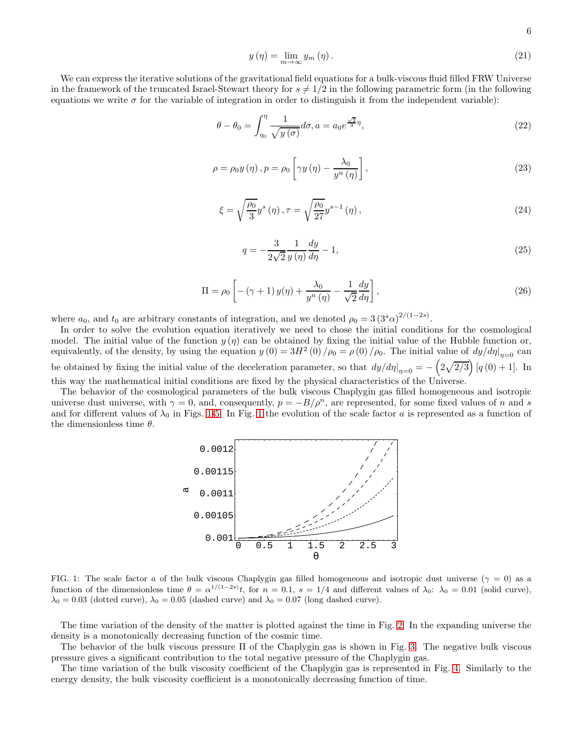$$y(\eta) = \lim_{m\rightarrow\infty} y_m(\eta). \tag{21}$$

We can express the iterative solutions of the gravitational field equations for a bulk-viscous fluid filled FRW Universe in the framework of the truncated Israel-Stewart theory for $s \neq 1/2$ in the following parametric form (in the following equations we write $\sigma$ for the variable of integration in order to distinguish it from the independent variable):

$$\theta - \theta_0 = \int_{\eta_0}^{\eta} \frac{1}{\sqrt{y(\sigma)}} d\sigma, a = a_0 e^{\frac{\sqrt{2}}{3}\eta}, \tag{22}$$

$$\rho = \rho_0 y(\eta), p = \rho_0 \left[\gamma y(\eta) - \frac{\lambda_0}{y^n(\eta)}\right], \tag{23}$$

$$\xi = \sqrt{\frac{\rho_0}{3}} y^s(\eta), \tau = \sqrt{\frac{\rho_0}{27}} y^{s-1}(\eta), \tag{24}$$

$$q = -\frac{3}{2\sqrt{2}} \frac{1}{y(\eta)} \frac{dy}{d\eta} - 1, \tag{25}$$

$$\Pi = \rho_0 \left[-(\gamma+1) y(\eta) + \frac{\lambda_0}{y^n(\eta)} - \frac{1}{\sqrt{2}} \frac{dy}{d\eta}\right], \tag{26}$$

where $a_0$, and $t_0$ are arbitrary constants of integration, and we denoted $\rho_0 = 3\left(3^s\alpha\right)^{2/(1-2s)}$.

In order to solve the evolution equation iteratively we need to chose the initial conditions for the cosmological model. The initial value of the function $y(\eta)$ can be obtained by fixing the initial value of the Hubble function or, equivalently, of the density, by using the equation $y(0) = 3H^2(0)/\rho_0 = \rho(0)/\rho_0$. The initial value of $dy/d\eta|_{\eta=0}$ can be obtained by fixing the initial value of the deceleration parameter, so that $dy/d\eta|_{\eta=0} = -\left(2\sqrt{2/3}\right)[q(0)+1]$. In this way the mathematical initial conditions are fixed by the physical characteristics of the Universe.

The behavior of the cosmological parameters of the bulk viscous Chaplygin gas filled homogeneous and isotropic universe dust universe, with $\gamma = 0$, and, consequently, $p = -B/\rho^n$, are represented, for some fixed values of $n$ and $s$ and for different values of $\lambda_0$ in Figs. 1-5. In Fig. 1 the evolution of the scale factor $a$ is represented as a function of the dimensionless time $\theta$.

FIG. 1: The scale factor $a$ of the bulk viscous Chaplygin gas filled homogeneous and isotropic dust universe ($\gamma = 0$) as a function of the dimensionless time $\theta = \alpha^{1/(1-2s)}t$, for $n = 0.1$, $s = 1/4$ and different values of $\lambda_0$: $\lambda_0 = 0.01$ (solid curve), $\lambda_0 = 0.03$ (dotted curve), $\lambda_0 = 0.05$ (dashed curve) and $\lambda_0 = 0.07$ (long dashed curve).

The time variation of the density of the matter is plotted against the time in Fig. 2. In the expanding universe the density is a monotonically decreasing function of the cosmic time.

The behavior of the bulk viscous pressure $\Pi$ of the Chaplygin gas is shown in Fig. 3. The negative bulk viscous pressure gives a significant contribution to the total negative pressure of the Chaplygin gas.

The time variation of the bulk viscosity coefficient of the Chaplygin gas is represented in Fig. 4. Similarly to the energy density, the bulk viscosity coefficient is a monotonically decreasing function of time.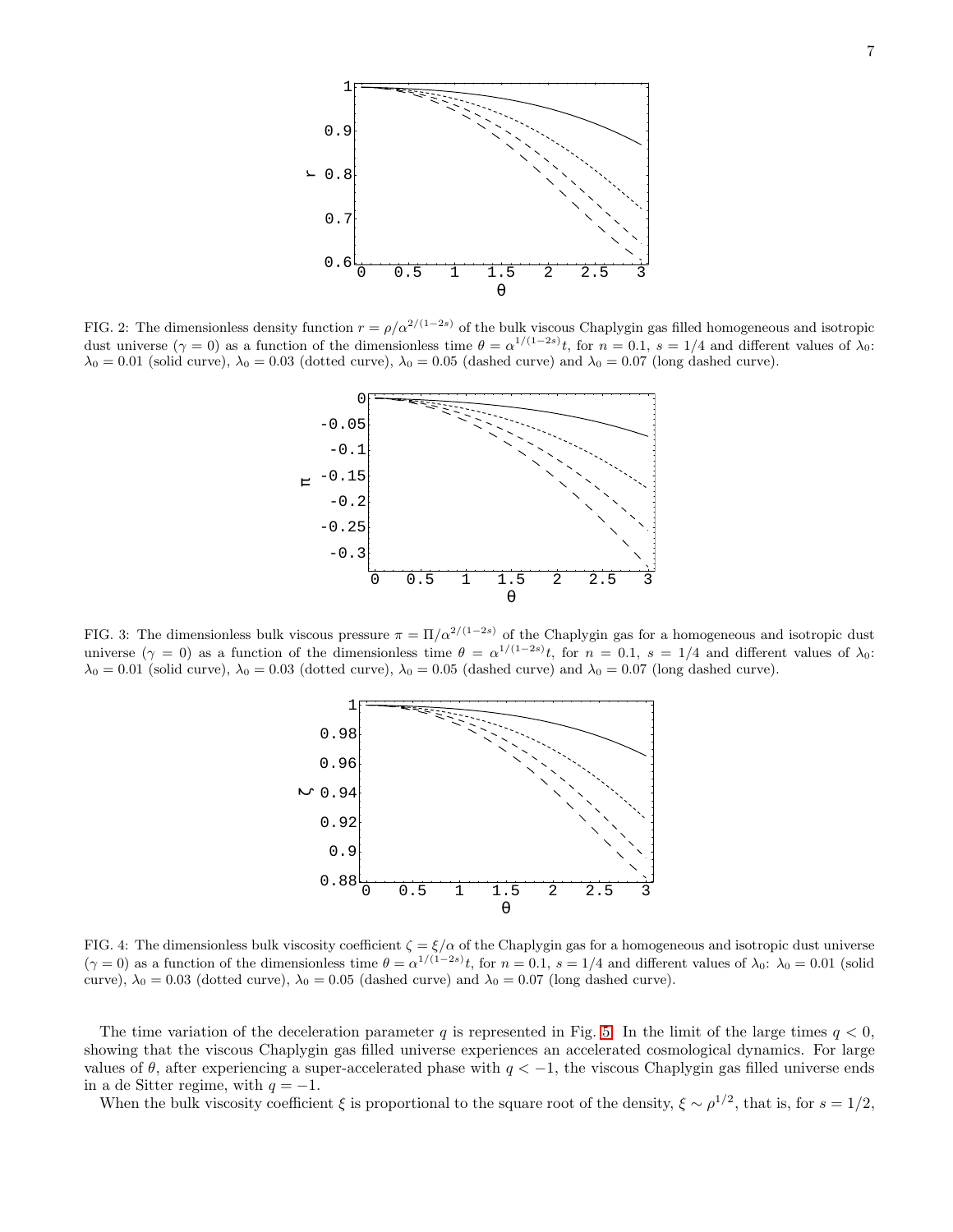FIG. 2: The dimensionless density function $r = \rho/\alpha^{2/(1-2s)}$ of the bulk viscous Chaplygin gas filled homogeneous and isotropic dust universe ($\gamma = 0$) as a function of the dimensionless time $\theta = \alpha^{1/(1-2s)}t$, for $n = 0.1$, $s = 1/4$ and different values of $\lambda_0$: $\lambda_0 = 0.01$ (solid curve), $\lambda_0 = 0.03$ (dotted curve), $\lambda_0 = 0.05$ (dashed curve) and $\lambda_0 = 0.07$ (long dashed curve).

FIG. 3: The dimensionless bulk viscous pressure $\pi = \Pi/\alpha^{2/(1-2s)}$ of the Chaplygin gas for a homogeneous and isotropic dust universe ($\gamma = 0$) as a function of the dimensionless time $\theta = \alpha^{1/(1-2s)}t$, for $n = 0.1$, $s = 1/4$ and different values of $\lambda_0$: $\lambda_0 = 0.01$ (solid curve), $\lambda_0 = 0.03$ (dotted curve), $\lambda_0 = 0.05$ (dashed curve) and $\lambda_0 = 0.07$ (long dashed curve).

FIG. 4: The dimensionless bulk viscosity coefficient $\zeta = \xi/\alpha$ of the Chaplygin gas for a homogeneous and isotropic dust universe ($\gamma = 0$) as a function of the dimensionless time $\theta = \alpha^{1/(1-2s)}t$, for $n = 0.1$, $s = 1/4$ and different values of $\lambda_0$: $\lambda_0 = 0.01$ (solid curve), $\lambda_0 = 0.03$ (dotted curve), $\lambda_0 = 0.05$ (dashed curve) and $\lambda_0 = 0.07$ (long dashed curve).

The time variation of the deceleration parameter $q$ is represented in Fig. 5. In the limit of the large times $q < 0$, showing that the viscous Chaplygin gas filled universe experiences an accelerated cosmological dynamics. For large values of $\theta$, after experiencing a super-accelerated phase with $q < -1$, the viscous Chaplygin gas filled universe ends in a de Sitter regime, with $q = -1$.

When the bulk viscosity coefficient $\xi$ is proportional to the square root of the density, $\xi \sim \rho^{1/2}$, that is, for $s = 1/2$,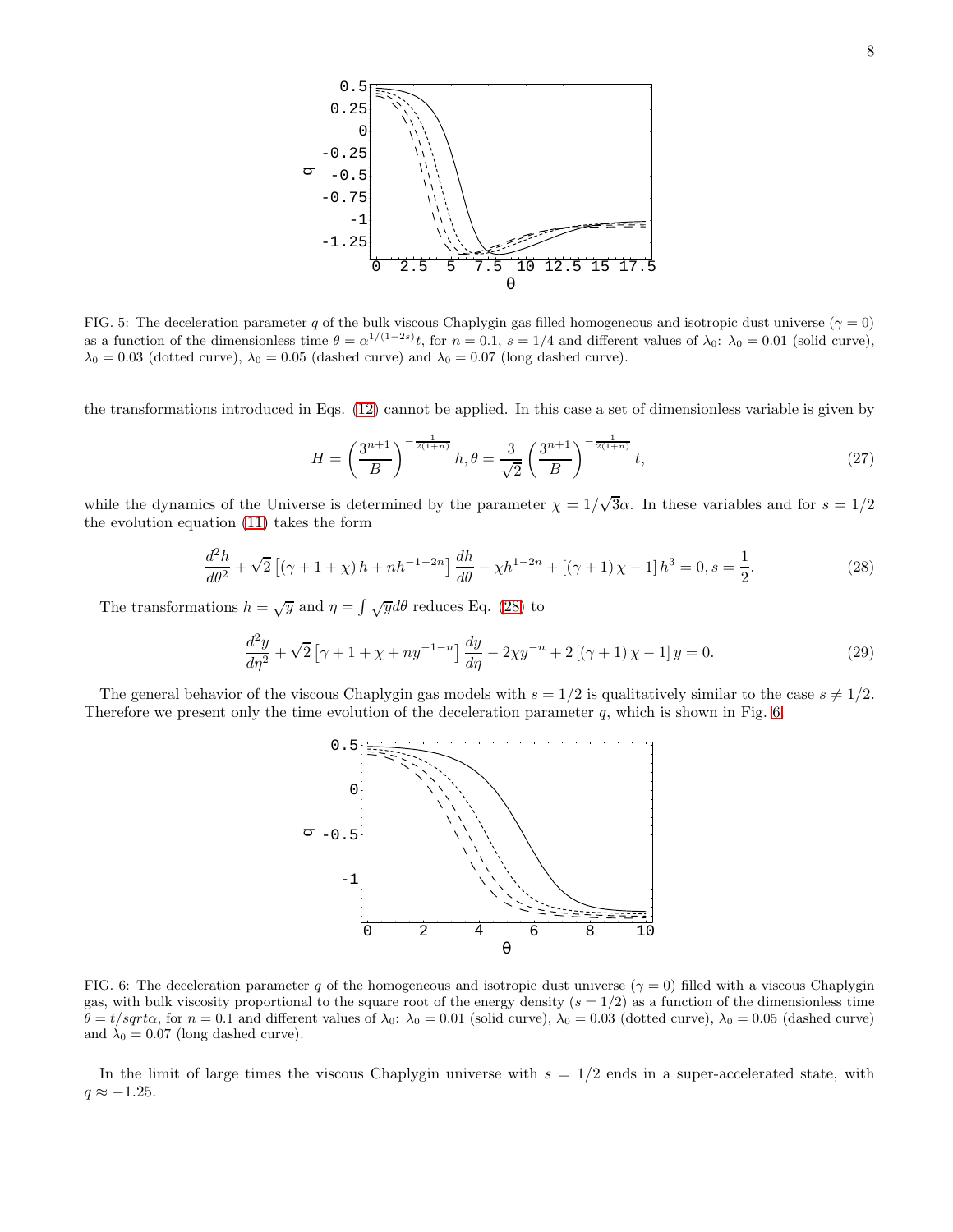FIG. 5: The deceleration parameter $q$ of the bulk viscous Chaplygin gas filled homogeneous and isotropic dust universe ($\gamma = 0$) as a function of the dimensionless time $\theta = \alpha^{1/(1-2s)}t$, for $n = 0.1$, $s = 1/4$ and different values of $\lambda_0$: $\lambda_0 = 0.01$ (solid curve), $\lambda_0 = 0.03$ (dotted curve), $\lambda_0 = 0.05$ (dashed curve) and $\lambda_0 = 0.07$ (long dashed curve).

the transformations introduced in Eqs. (12) cannot be applied. In this case a set of dimensionless variable is given by

$$H = \left(\frac{3^{n+1}}{B}\right)^{-\frac{1}{2(1+n)}} h, \theta = \frac{3}{\sqrt{2}}\left(\frac{3^{n+1}}{B}\right)^{-\frac{1}{2(1+n)}} t, \tag{27}$$

while the dynamics of the Universe is determined by the parameter $\chi = 1/\sqrt{3}\alpha$. In these variables and for $s = 1/2$ the evolution equation (11) takes the form

$$\frac{d^2h}{d\theta^2} + \sqrt{2}\left[(\gamma + 1 + \chi)h + nh^{-1-2n}\right]\frac{dh}{d\theta} - \chi h^{1-2n} + \left[(\gamma + 1)\chi - 1\right]h^3 = 0, s = \frac{1}{2}. \tag{28}$$

The transformations $h = \sqrt{y}$ and $\eta = \int \sqrt{y} d\theta$ reduces Eq. (28) to

$$\frac{d^2y}{d\eta^2} + \sqrt{2}\left[\gamma + 1 + \chi + ny^{-1-n}\right]\frac{dy}{d\eta} - 2\chi y^{-n} + 2\left[(\gamma + 1)\chi - 1\right]y = 0. \tag{29}$$

The general behavior of the viscous Chaplygin gas models with $s = 1/2$ is qualitatively similar to the case $s \neq 1/2$. Therefore we present only the time evolution of the deceleration parameter $q$, which is shown in Fig. 6.

FIG. 6: The deceleration parameter $q$ of the homogeneous and isotropic dust universe ($\gamma = 0$) filled with a viscous Chaplygin gas, with bulk viscosity proportional to the square root of the energy density ($s = 1/2$) as a function of the dimensionless time $\theta = t/sqrt\alpha$, for $n = 0.1$ and different values of $\lambda_0$: $\lambda_0 = 0.01$ (solid curve), $\lambda_0 = 0.03$ (dotted curve), $\lambda_0 = 0.05$ (dashed curve) and $\lambda_0 = 0.07$ (long dashed curve).

In the limit of large times the viscous Chaplygin universe with $s = 1/2$ ends in a super-accelerated state, with $q \approx -1.25$.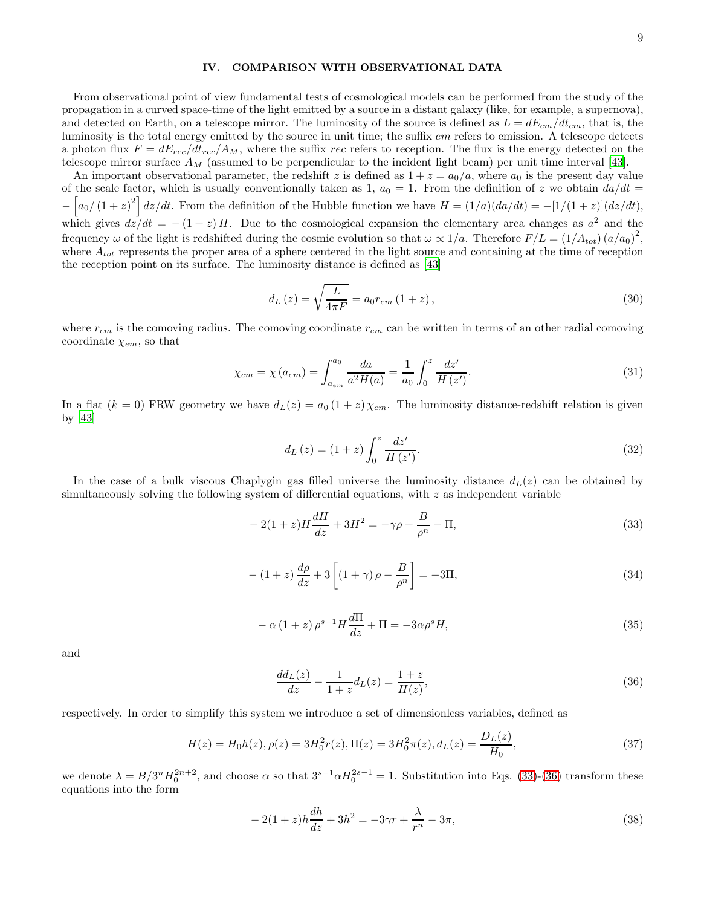## IV. COMPARISON WITH OBSERVATIONAL DATA

From observational point of view fundamental tests of cosmological models can be performed from the study of the propagation in a curved space-time of the light emitted by a source in a distant galaxy (like, for example, a supernova), and detected on Earth, on a telescope mirror. The luminosity of the source is defined as $L = dE_{em}/dt_{em}$, that is, the luminosity is the total energy emitted by the source in unit time; the suffix $em$ refers to emission. A telescope detects a photon flux $F = dE_{rec}/dt_{rec}/A_M$, where the suffix $rec$ refers to reception. The flux is the energy detected on the telescope mirror surface $A_M$ (assumed to be perpendicular to the incident light beam) per unit time interval [43].

An important observational parameter, the redshift $z$ is defined as $1+z = a_0/a$, where $a_0$ is the present day value of the scale factor, which is usually conventionally taken as 1, $a_0 = 1$. From the definition of $z$ we obtain $da/dt = -\left[a_0/(1+z)^2\right] dz/dt$. From the definition of the Hubble function we have $H = (1/a)(da/dt) = -[1/(1+z)](dz/dt)$, which gives $dz/dt = -(1+z)H$. Due to the cosmological expansion the elementary area changes as $a^2$ and the frequency $\omega$ of the light is redshifted during the cosmic evolution so that $\omega \propto 1/a$. Therefore $F/L = (1/A_{tot})(a/a_0)^2$, where $A_{tot}$ represents the proper area of a sphere centered in the light source and containing at the time of reception the reception point on its surface. The luminosity distance is defined as [43]

$$d_L(z) = \sqrt{\frac{L}{4\pi F}} = a_0 r_{em}(1+z), \tag{30}$$

where $r_{em}$ is the comoving radius. The comoving coordinate $r_{em}$ can be written in terms of an other radial comoving coordinate $\chi_{em}$, so that

$$\chi_{em} = \chi(a_{em}) = \int_{a_{em}}^{a_0} \frac{da}{a^2 H(a)} = \frac{1}{a_0}\int_0^z \frac{dz'}{H(z')}. \tag{31}$$

In a flat ($k = 0$) FRW geometry we have $d_L(z) = a_0(1+z)\chi_{em}$. The luminosity distance-redshift relation is given by [43]

$$d_L(z) = (1+z)\int_0^z \frac{dz'}{H(z')}. \tag{32}$$

In the case of a bulk viscous Chaplygin gas filled universe the luminosity distance $d_L(z)$ can be obtained by simultaneously solving the following system of differential equations, with $z$ as independent variable

$$-2(1+z)H\frac{dH}{dz} + 3H^2 = -\gamma\rho + \frac{B}{\rho^n} - \Pi, \tag{33}$$

$$-(1+z)\frac{d\rho}{dz} + 3\left[(1+\gamma)\rho - \frac{B}{\rho^n}\right] = -3\Pi, \tag{34}$$

$$-\alpha(1+z)\rho^{s-1}H\frac{d\Pi}{dz} + \Pi = -3\alpha\rho^s H, \tag{35}$$

and

$$\frac{dd_L(z)}{dz} - \frac{1}{1+z}d_L(z) = \frac{1+z}{H(z)}, \tag{36}$$

respectively. In order to simplify this system we introduce a set of dimensionless variables, defined as

$$H(z) = H_0 h(z), \rho(z) = 3H_0^2 r(z), \Pi(z) = 3H_0^2\pi(z), d_L(z) = \frac{D_L(z)}{H_0}, \tag{37}$$

we denote $\lambda = B/3^n H_0^{2n+2}$, and choose $\alpha$ so that $3^{s-1}\alpha H_0^{2s-1} = 1$. Substitution into Eqs. (33)-(36) transform these equations into the form

$$-2(1+z)h\frac{dh}{dz} + 3h^2 = -3\gamma r + \frac{\lambda}{r^n} - 3\pi, \tag{38}$$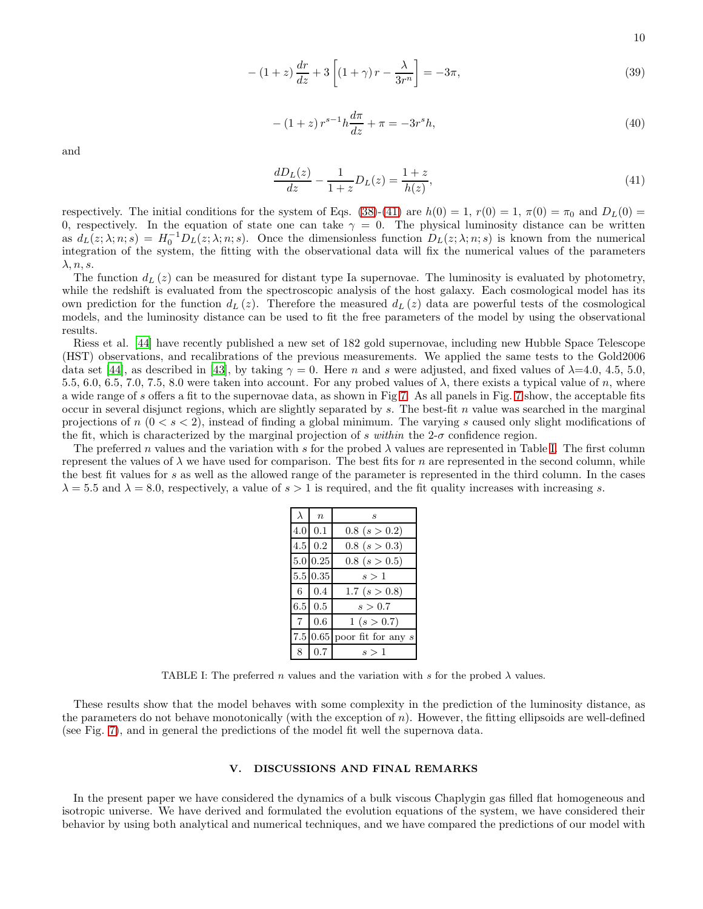$$
-(1+z)\frac{dr}{dz}+3\left[(1+\gamma)r-\frac{\lambda}{3r^{n}}\right]=-3\pi, \tag{39}
$$

$$
-(1+z)r^{s-1}h\frac{d\pi}{dz}+\pi=-3r^{s}h, \tag{40}
$$

and

$$
\frac{dD_L(z)}{dz}-\frac{1}{1+z}D_L(z)=\frac{1+z}{h(z)}, \tag{41}
$$

respectively. The initial conditions for the system of Eqs. (38)-(41) are $h(0)=1$, $r(0)=1$, $\pi(0)=\pi_0$ and $D_L(0)=0$, respectively. In the equation of state one can take $\gamma=0$. The physical luminosity distance can be written as $d_L(z;\lambda;n;s)=H_0^{-1}D_L(z;\lambda;n;s)$. Once the dimensionless function $D_L(z;\lambda;n;s)$ is known from the numerical integration of the system, the fitting with the observational data will fix the numerical values of the parameters $\lambda, n, s$.

The function $d_L(z)$ can be measured for distant type Ia supernovae. The luminosity is evaluated by photometry, while the redshift is evaluated from the spectroscopic analysis of the host galaxy. Each cosmological model has its own prediction for the function $d_L(z)$. Therefore the measured $d_L(z)$ data are powerful tests of the cosmological models, and the luminosity distance can be used to fit the free parameters of the model by using the observational results.

Riess et al. [44] have recently published a new set of 182 gold supernovae, including new Hubble Space Telescope (HST) observations, and recalibrations of the previous measurements. We applied the same tests to the Gold2006 data set [44], as described in [43], by taking $\gamma=0$. Here $n$ and $s$ were adjusted, and fixed values of $\lambda$=4.0, 4.5, 5.0, 5.5, 6.0, 6.5, 7.0, 7.5, 8.0 were taken into account. For any probed values of $\lambda$, there exists a typical value of $n$, where a wide range of $s$ offers a fit to the supernovae data, as shown in Fig 7. As all panels in Fig. 7 show, the acceptable fits occur in several disjunct regions, which are slightly separated by $s$. The best-fit $n$ value was searched in the marginal projections of $n$ $(0<s<2)$, instead of finding a global minimum. The varying $s$ caused only slight modifications of the fit, which is characterized by the marginal projection of $s$ *within* the 2-$\sigma$ confidence region.

The preferred $n$ values and the variation with $s$ for the probed $\lambda$ values are represented in Table I. The first column represent the values of $\lambda$ we have used for comparison. The best fits for $n$ are represented in the second column, while the best fit values for $s$ as well as the allowed range of the parameter is represented in the third column. In the cases $\lambda=5.5$ and $\lambda=8.0$, respectively, a value of $s>1$ is required, and the fit quality increases with increasing $s$.

| $\lambda$ | $n$ | $s$ |
|---|---|---|
| 4.0 | 0.1 | 0.8 $(s>0.2)$ |
| 4.5 | 0.2 | 0.8 $(s>0.3)$ |
| 5.0 | 0.25 | 0.8 $(s>0.5)$ |
| 5.5 | 0.35 | $s>1$ |
| 6 | 0.4 | 1.7 $(s>0.8)$ |
| 6.5 | 0.5 | $s>0.7$ |
| 7 | 0.6 | 1 $(s>0.7)$ |
| 7.5 | 0.65 | poor fit for any $s$ |
| 8 | 0.7 | $s>1$ |

TABLE I: The preferred $n$ values and the variation with $s$ for the probed $\lambda$ values.

These results show that the model behaves with some complexity in the prediction of the luminosity distance, as the parameters do not behave monotonically (with the exception of $n$). However, the fitting ellipsoids are well-defined (see Fig. 7), and in general the predictions of the model fit well the supernova data.

## V. DISCUSSIONS AND FINAL REMARKS

In the present paper we have considered the dynamics of a bulk viscous Chaplygin gas filled flat homogeneous and isotropic universe. We have derived and formulated the evolution equations of the system, we have considered their behavior by using both analytical and numerical techniques, and we have compared the predictions of our model with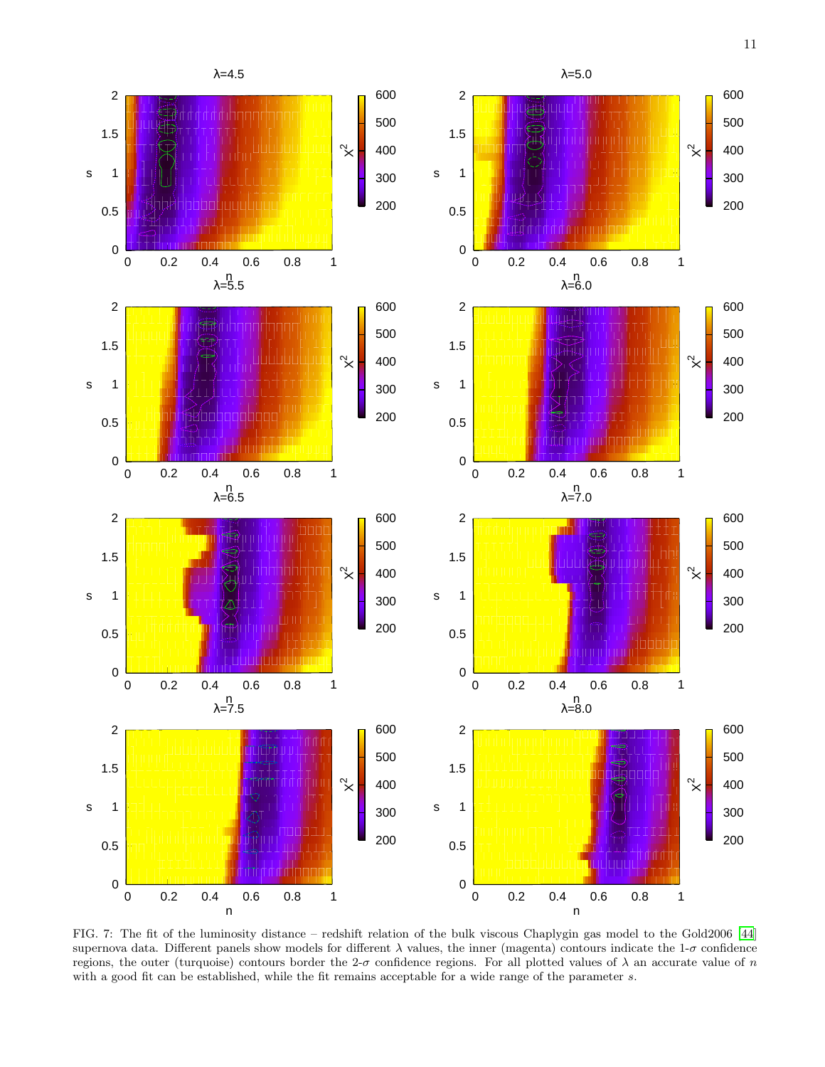FIG. 7: The fit of the luminosity distance – redshift relation of the bulk viscous Chaplygin gas model to the Gold2006 [44] supernova data. Different panels show models for different $\lambda$ values, the inner (magenta) contours indicate the 1-$\sigma$ confidence regions, the outer (turquoise) contours border the 2-$\sigma$ confidence regions. For all plotted values of $\lambda$ an accurate value of $n$ with a good fit can be established, while the fit remains acceptable for a wide range of the parameter $s$.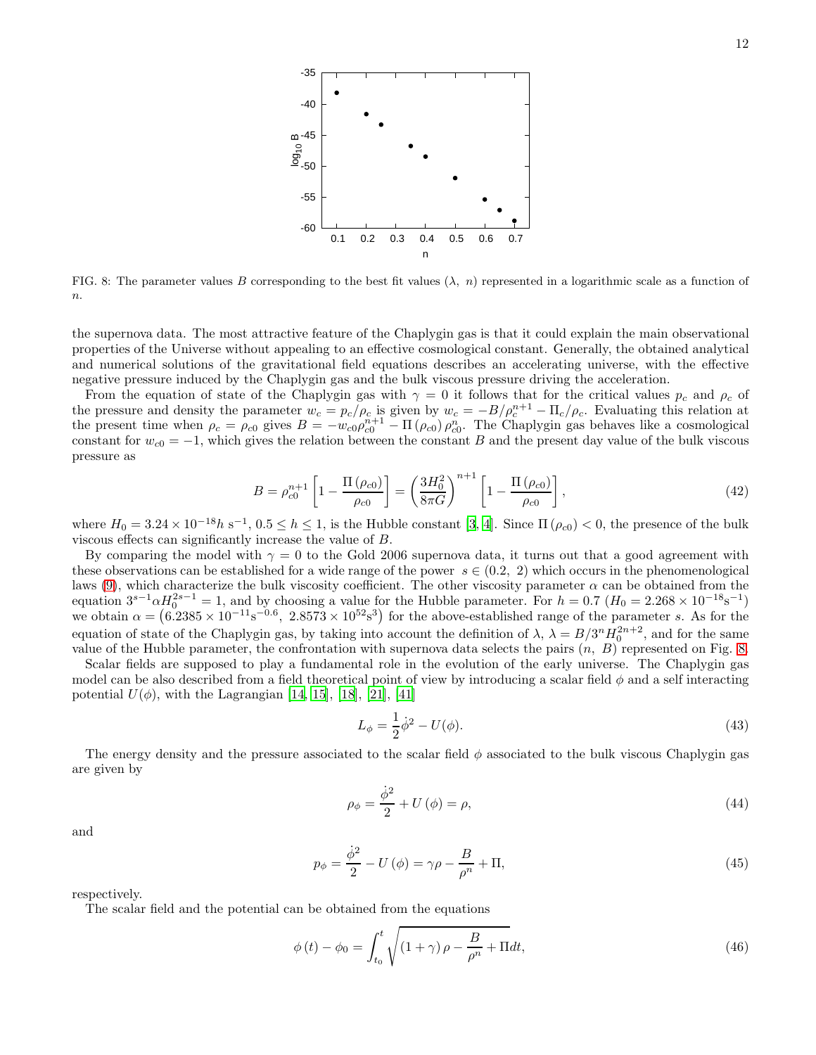FIG. 8: The parameter values $B$ corresponding to the best fit values ($\lambda$, $n$) represented in a logarithmic scale as a function of $n$.

the supernova data. The most attractive feature of the Chaplygin gas is that it could explain the main observational properties of the Universe without appealing to an effective cosmological constant. Generally, the obtained analytical and numerical solutions of the gravitational field equations describes an accelerating universe, with the effective negative pressure induced by the Chaplygin gas and the bulk viscous pressure driving the acceleration.

From the equation of state of the Chaplygin gas with $\gamma = 0$ it follows that for the critical values $p_c$ and $\rho_c$ of the pressure and density the parameter $w_c = p_c/\rho_c$ is given by $w_c = -B/\rho_c^{n+1} - \Pi_c/\rho_c$. Evaluating this relation at the present time when $\rho_c = \rho_{c0}$ gives $B = -w_{c0}\rho_{c0}^{n+1} - \Pi(\rho_{c0})\rho_{c0}^{n}$. The Chaplygin gas behaves like a cosmological constant for $w_{c0} = -1$, which gives the relation between the constant $B$ and the present day value of the bulk viscous pressure as

$$B = \rho_{c0}^{n+1}\left[1 - \frac{\Pi(\rho_{c0})}{\rho_{c0}}\right] = \left(\frac{3H_0^2}{8\pi G}\right)^{n+1}\left[1 - \frac{\Pi(\rho_{c0})}{\rho_{c0}}\right], \tag{42}$$

where $H_0 = 3.24 \times 10^{-18} h$ s$^{-1}$, $0.5 \leq h \leq 1$, is the Hubble constant [3, 4]. Since $\Pi(\rho_{c0}) < 0$, the presence of the bulk viscous effects can significantly increase the value of $B$.

By comparing the model with $\gamma = 0$ to the Gold 2006 supernova data, it turns out that a good agreement with these observations can be established for a wide range of the power $s \in (0.2,\ 2)$ which occurs in the phenomenological laws (9), which characterize the bulk viscosity coefficient. The other viscosity parameter $\alpha$ can be obtained from the equation $3^{s-1}\alpha H_0^{2s-1} = 1$, and by choosing a value for the Hubble parameter. For $h = 0.7$ ($H_0 = 2.268 \times 10^{-18}\mathrm{s}^{-1}$) we obtain $\alpha = \left(6.2385 \times 10^{-11}\mathrm{s}^{-0.6},\ 2.8573 \times 10^{52}\mathrm{s}^{3}\right)$ for the above-established range of the parameter $s$. As for the equation of state of the Chaplygin gas, by taking into account the definition of $\lambda$, $\lambda = B/3^n H_0^{2n+2}$, and for the same value of the Hubble parameter, the confrontation with supernova data selects the pairs ($n$, $B$) represented on Fig. 8.

Scalar fields are supposed to play a fundamental role in the evolution of the early universe. The Chaplygin gas model can be also described from a field theoretical point of view by introducing a scalar field $\phi$ and a self interacting potential $U(\phi)$, with the Lagrangian [14, 15], [18], [21], [41]

$$L_\phi = \frac{1}{2}\dot{\phi}^2 - U(\phi). \tag{43}$$

The energy density and the pressure associated to the scalar field $\phi$ associated to the bulk viscous Chaplygin gas are given by

$$\rho_\phi = \frac{\dot{\phi}^2}{2} + U(\phi) = \rho, \tag{44}$$

and

$$p_\phi = \frac{\dot{\phi}^2}{2} - U(\phi) = \gamma\rho - \frac{B}{\rho^n} + \Pi, \tag{45}$$

respectively.

The scalar field and the potential can be obtained from the equations

$$\phi(t) - \phi_0 = \int_{t_0}^{t}\sqrt{(1+\gamma)\rho - \frac{B}{\rho^n} + \Pi dt}, \tag{46}$$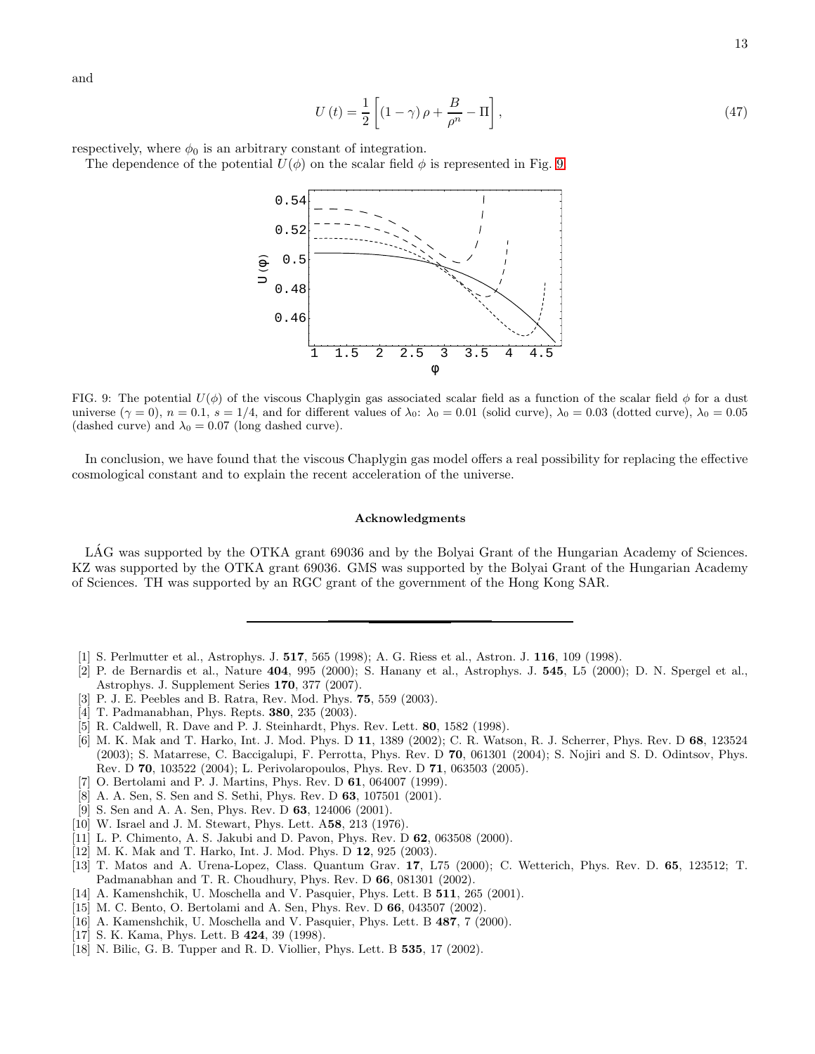and

$$U(t) = \frac{1}{2}\left[(1-\gamma)\rho + \frac{B}{\rho^n} - \Pi\right], \tag{47}$$

respectively, where $\phi_0$ is an arbitrary constant of integration.

The dependence of the potential $U(\phi)$ on the scalar field $\phi$ is represented in Fig. 9.

FIG. 9: The potential $U(\phi)$ of the viscous Chaplygin gas associated scalar field as a function of the scalar field $\phi$ for a dust universe ($\gamma = 0$), $n = 0.1$, $s = 1/4$, and for different values of $\lambda_0$: $\lambda_0 = 0.01$ (solid curve), $\lambda_0 = 0.03$ (dotted curve), $\lambda_0 = 0.05$ (dashed curve) and $\lambda_0 = 0.07$ (long dashed curve).

In conclusion, we have found that the viscous Chaplygin gas model offers a real possibility for replacing the effective cosmological constant and to explain the recent acceleration of the universe.

### Acknowledgments

LÁG was supported by the OTKA grant 69036 and by the Bolyai Grant of the Hungarian Academy of Sciences. KZ was supported by the OTKA grant 69036. GMS was supported by the Bolyai Grant of the Hungarian Academy of Sciences. TH was supported by an RGC grant of the government of the Hong Kong SAR.

---

[1] S. Perlmutter et al., Astrophys. J. **517**, 565 (1998); A. G. Riess et al., Astron. J. **116**, 109 (1998).

[2] P. de Bernardis et al., Nature **404**, 995 (2000); S. Hanany et al., Astrophys. J. **545**, L5 (2000); D. N. Spergel et al., Astrophys. J. Supplement Series **170**, 377 (2007).

[3] P. J. E. Peebles and B. Ratra, Rev. Mod. Phys. **75**, 559 (2003).

[4] T. Padmanabhan, Phys. Repts. **380**, 235 (2003).

[5] R. Caldwell, R. Dave and P. J. Steinhardt, Phys. Rev. Lett. **80**, 1582 (1998).

[6] M. K. Mak and T. Harko, Int. J. Mod. Phys. D **11**, 1389 (2002); C. R. Watson, R. J. Scherrer, Phys. Rev. D **68**, 123524 (2003); S. Matarrese, C. Baccigalupi, F. Perrotta, Phys. Rev. D **70**, 061301 (2004); S. Nojiri and S. D. Odintsov, Phys. Rev. D **70**, 103522 (2004); L. Perivolaropoulos, Phys. Rev. D **71**, 063503 (2005).

[7] O. Bertolami and P. J. Martins, Phys. Rev. D **61**, 064007 (1999).

[8] A. A. Sen, S. Sen and S. Sethi, Phys. Rev. D **63**, 107501 (2001).

[9] S. Sen and A. A. Sen, Phys. Rev. D **63**, 124006 (2001).

[10] W. Israel and J. M. Stewart, Phys. Lett. A**58**, 213 (1976).

[11] L. P. Chimento, A. S. Jakubi and D. Pavon, Phys. Rev. D **62**, 063508 (2000).

[12] M. K. Mak and T. Harko, Int. J. Mod. Phys. D **12**, 925 (2003).

[13] T. Matos and A. Urena-Lopez, Class. Quantum Grav. **17**, L75 (2000); C. Wetterich, Phys. Rev. D. **65**, 123512; T. Padmanabhan and T. R. Choudhury, Phys. Rev. D **66**, 081301 (2002).

[14] A. Kamenshchik, U. Moschella and V. Pasquier, Phys. Lett. B **511**, 265 (2001).

[15] M. C. Bento, O. Bertolami and A. Sen, Phys. Rev. D **66**, 043507 (2002).

[16] A. Kamenshchik, U. Moschella and V. Pasquier, Phys. Lett. B **487**, 7 (2000).

[17] S. K. Kama, Phys. Lett. B **424**, 39 (1998).

[18] N. Bilic, G. B. Tupper and R. D. Viollier, Phys. Lett. B **535**, 17 (2002).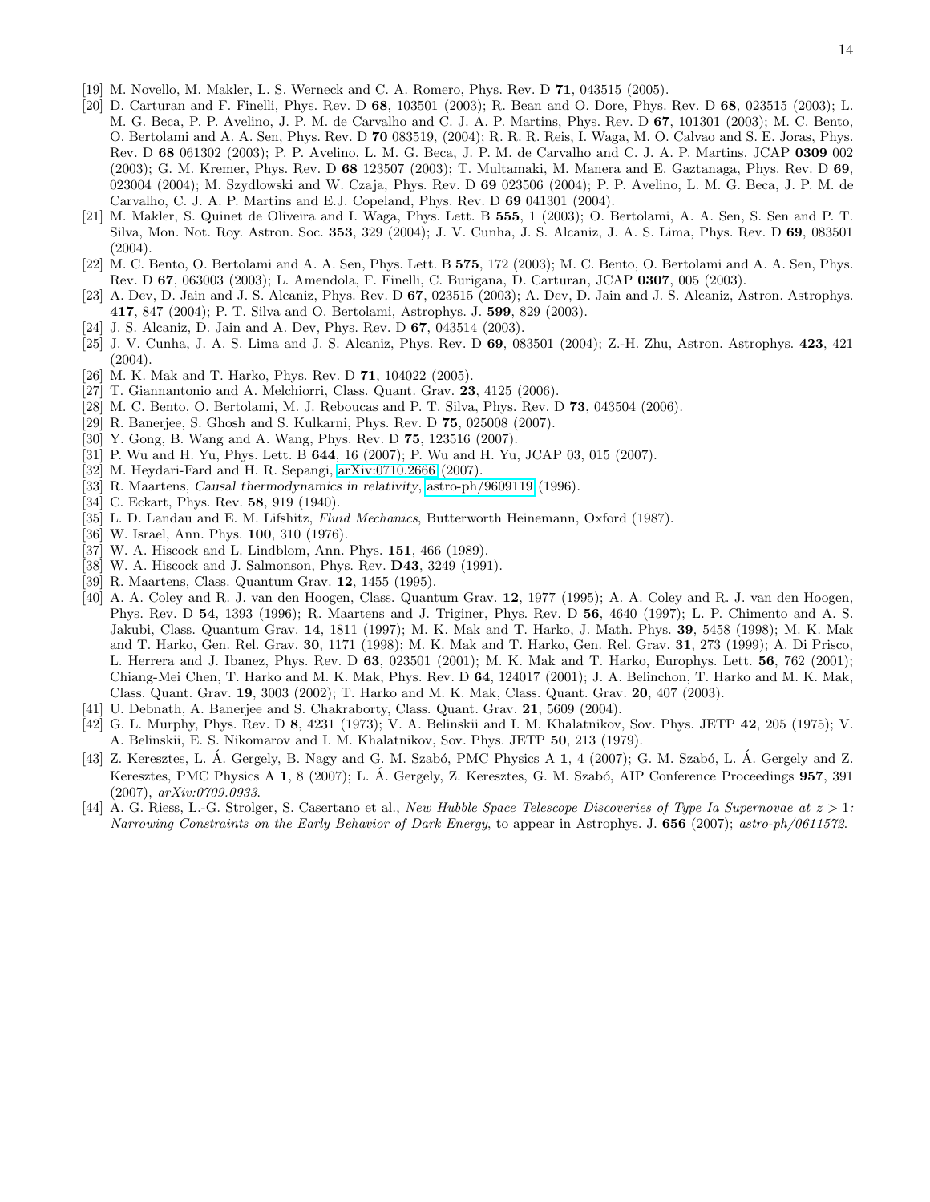[19] M. Novello, M. Makler, L. S. Werneck and C. A. Romero, Phys. Rev. D **71**, 043515 (2005).

[20] D. Carturan and F. Finelli, Phys. Rev. D **68**, 103501 (2003); R. Bean and O. Dore, Phys. Rev. D **68**, 023515 (2003); L. M. G. Beca, P. P. Avelino, J. P. M. de Carvalho and C. J. A. P. Martins, Phys. Rev. D **67**, 101301 (2003); M. C. Bento, O. Bertolami and A. A. Sen, Phys. Rev. D **70** 083519, (2004); R. R. R. Reis, I. Waga, M. O. Calvao and S. E. Joras, Phys. Rev. D **68** 061302 (2003); P. P. Avelino, L. M. G. Beca, J. P. M. de Carvalho and C. J. A. P. Martins, JCAP **0309** 002 (2003); G. M. Kremer, Phys. Rev. D **68** 123507 (2003); T. Multamaki, M. Manera and E. Gaztanaga, Phys. Rev. D **69**, 023004 (2004); M. Szydlowski and W. Czaja, Phys. Rev. D **69** 023506 (2004); P. P. Avelino, L. M. G. Beca, J. P. M. de Carvalho, C. J. A. P. Martins and E.J. Copeland, Phys. Rev. D **69** 041301 (2004).

[21] M. Makler, S. Quinet de Oliveira and I. Waga, Phys. Lett. B **555**, 1 (2003); O. Bertolami, A. A. Sen, S. Sen and P. T. Silva, Mon. Not. Roy. Astron. Soc. **353**, 329 (2004); J. V. Cunha, J. S. Alcaniz, J. A. S. Lima, Phys. Rev. D **69**, 083501 (2004).

[22] M. C. Bento, O. Bertolami and A. A. Sen, Phys. Lett. B **575**, 172 (2003); M. C. Bento, O. Bertolami and A. A. Sen, Phys. Rev. D **67**, 063003 (2003); L. Amendola, F. Finelli, C. Burigana, D. Carturan, JCAP **0307**, 005 (2003).

[23] A. Dev, D. Jain and J. S. Alcaniz, Phys. Rev. D **67**, 023515 (2003); A. Dev, D. Jain and J. S. Alcaniz, Astron. Astrophys. **417**, 847 (2004); P. T. Silva and O. Bertolami, Astrophys. J. **599**, 829 (2003).

[24] J. S. Alcaniz, D. Jain and A. Dev, Phys. Rev. D **67**, 043514 (2003).

[25] J. V. Cunha, J. A. S. Lima and J. S. Alcaniz, Phys. Rev. D **69**, 083501 (2004); Z.-H. Zhu, Astron. Astrophys. **423**, 421 (2004).

[26] M. K. Mak and T. Harko, Phys. Rev. D **71**, 104022 (2005).

[27] T. Giannantonio and A. Melchiorri, Class. Quant. Grav. **23**, 4125 (2006).

[28] M. C. Bento, O. Bertolami, M. J. Reboucas and P. T. Silva, Phys. Rev. D **73**, 043504 (2006).

[29] R. Banerjee, S. Ghosh and S. Kulkarni, Phys. Rev. D **75**, 025008 (2007).

[30] Y. Gong, B. Wang and A. Wang, Phys. Rev. D **75**, 123516 (2007).

[31] P. Wu and H. Yu, Phys. Lett. B **644**, 16 (2007); P. Wu and H. Yu, JCAP 03, 015 (2007).

[32] M. Heydari-Fard and H. R. Sepangi, arXiv:0710.2666 (2007).

[33] R. Maartens, *Causal thermodynamics in relativity*, astro-ph/9609119 (1996).

[34] C. Eckart, Phys. Rev. **58**, 919 (1940).

[35] L. D. Landau and E. M. Lifshitz, *Fluid Mechanics*, Butterworth Heinemann, Oxford (1987).

[36] W. Israel, Ann. Phys. **100**, 310 (1976).

[37] W. A. Hiscock and L. Lindblom, Ann. Phys. **151**, 466 (1989).

[38] W. A. Hiscock and J. Salmonson, Phys. Rev. **D43**, 3249 (1991).

[39] R. Maartens, Class. Quantum Grav. **12**, 1455 (1995).

[40] A. A. Coley and R. J. van den Hoogen, Class. Quantum Grav. **12**, 1977 (1995); A. A. Coley and R. J. van den Hoogen, Phys. Rev. D **54**, 1393 (1996); R. Maartens and J. Triginer, Phys. Rev. D **56**, 4640 (1997); L. P. Chimento and A. S. Jakubi, Class. Quantum Grav. **14**, 1811 (1997); M. K. Mak and T. Harko, J. Math. Phys. **39**, 5458 (1998); M. K. Mak and T. Harko, Gen. Rel. Grav. **30**, 1171 (1998); M. K. Mak and T. Harko, Gen. Rel. Grav. **31**, 273 (1999); A. Di Prisco, L. Herrera and J. Ibanez, Phys. Rev. D **63**, 023501 (2001); M. K. Mak and T. Harko, Europhys. Lett. **56**, 762 (2001); Chiang-Mei Chen, T. Harko and M. K. Mak, Phys. Rev. D **64**, 124017 (2001); J. A. Belinchon, T. Harko and M. K. Mak, Class. Quant. Grav. **19**, 3003 (2002); T. Harko and M. K. Mak, Class. Quant. Grav. **20**, 407 (2003).

[41] U. Debnath, A. Banerjee and S. Chakraborty, Class. Quant. Grav. **21**, 5609 (2004).

[42] G. L. Murphy, Phys. Rev. D **8**, 4231 (1973); V. A. Belinskii and I. M. Khalatnikov, Sov. Phys. JETP **42**, 205 (1975); V. A. Belinskii, E. S. Nikomarov and I. M. Khalatnikov, Sov. Phys. JETP **50**, 213 (1979).

[43] Z. Keresztes, L. Á. Gergely, B. Nagy and G. M. Szabó, PMC Physics A **1**, 4 (2007); G. M. Szabó, L. Á. Gergely and Z. Keresztes, PMC Physics A **1**, 8 (2007); L. Á. Gergely, Z. Keresztes, G. M. Szabó, AIP Conference Proceedings **957**, 391 (2007), *arXiv:0709.0933*.

[44] A. G. Riess, L.-G. Strolger, S. Casertano et al., *New Hubble Space Telescope Discoveries of Type Ia Supernovae at $z > 1$: Narrowing Constraints on the Early Behavior of Dark Energy*, to appear in Astrophys. J. **656** (2007); *astro-ph/0611572*.